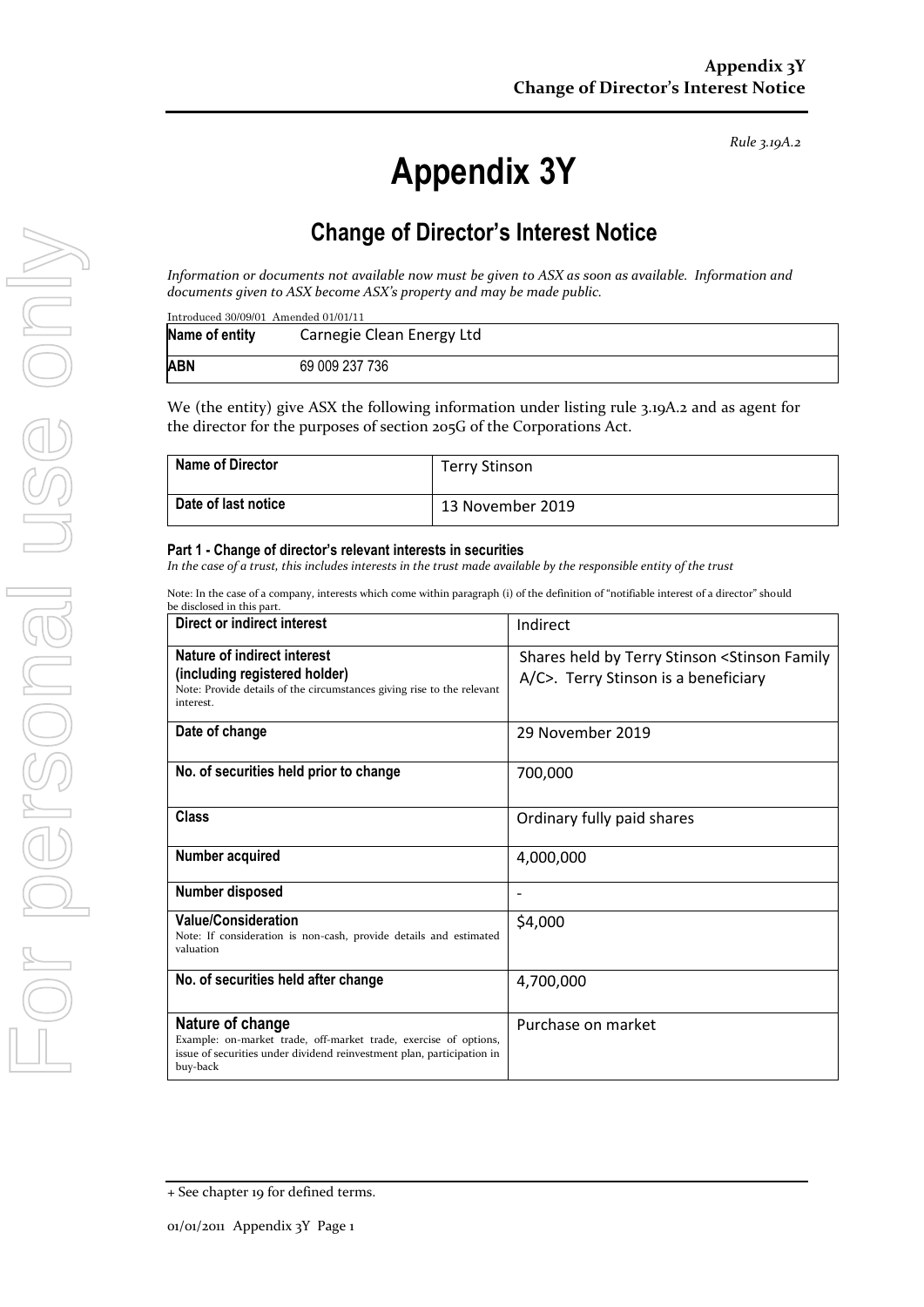*Rule 3.19A.2*

# Appendix 3Y

## Change of Director's Interest Notice

*Information or documents not available now must be given to ASX as soon as available. Information and documents given to ASX become ASX's property and may be made public.*

Introduced 30/09/01 Amended 01/01/11

| **Name of entity** | Carnegie Clean Energy Ltd |
|---|---|
| **ABN** | 69 009 237 736 |

We (the entity) give ASX the following information under listing rule 3.19A.2 and as agent for the director for the purposes of section 205G of the Corporations Act.

| **Name of Director** | Terry Stinson |
|---|---|
| **Date of last notice** | 13 November 2019 |

#### Part 1 - Change of director's relevant interests in securities

*In the case of a trust, this includes interests in the trust made available by the responsible entity of the trust*

Note: In the case of a company, interests which come within paragraph (i) of the definition of "notifiable interest of a director" should be disclosed in this part.

| **Direct or indirect interest** | Indirect |
|---|---|
| **Nature of indirect interest (including registered holder)**<br>Note: Provide details of the circumstances giving rise to the relevant interest. | Shares held by Terry Stinson <Stinson Family A/C>. Terry Stinson is a beneficiary |
| **Date of change** | 29 November 2019 |
| **No. of securities held prior to change** | 700,000 |
| **Class** | Ordinary fully paid shares |
| **Number acquired** | 4,000,000 |
| **Number disposed** | - |
| **Value/Consideration**<br>Note: If consideration is non-cash, provide details and estimated valuation | $4,000 |
| **No. of securities held after change** | 4,700,000 |
| **Nature of change**<br>Example: on-market trade, off-market trade, exercise of options, issue of securities under dividend reinvestment plan, participation in buy-back | Purchase on market |

+ See chapter 19 for defined terms.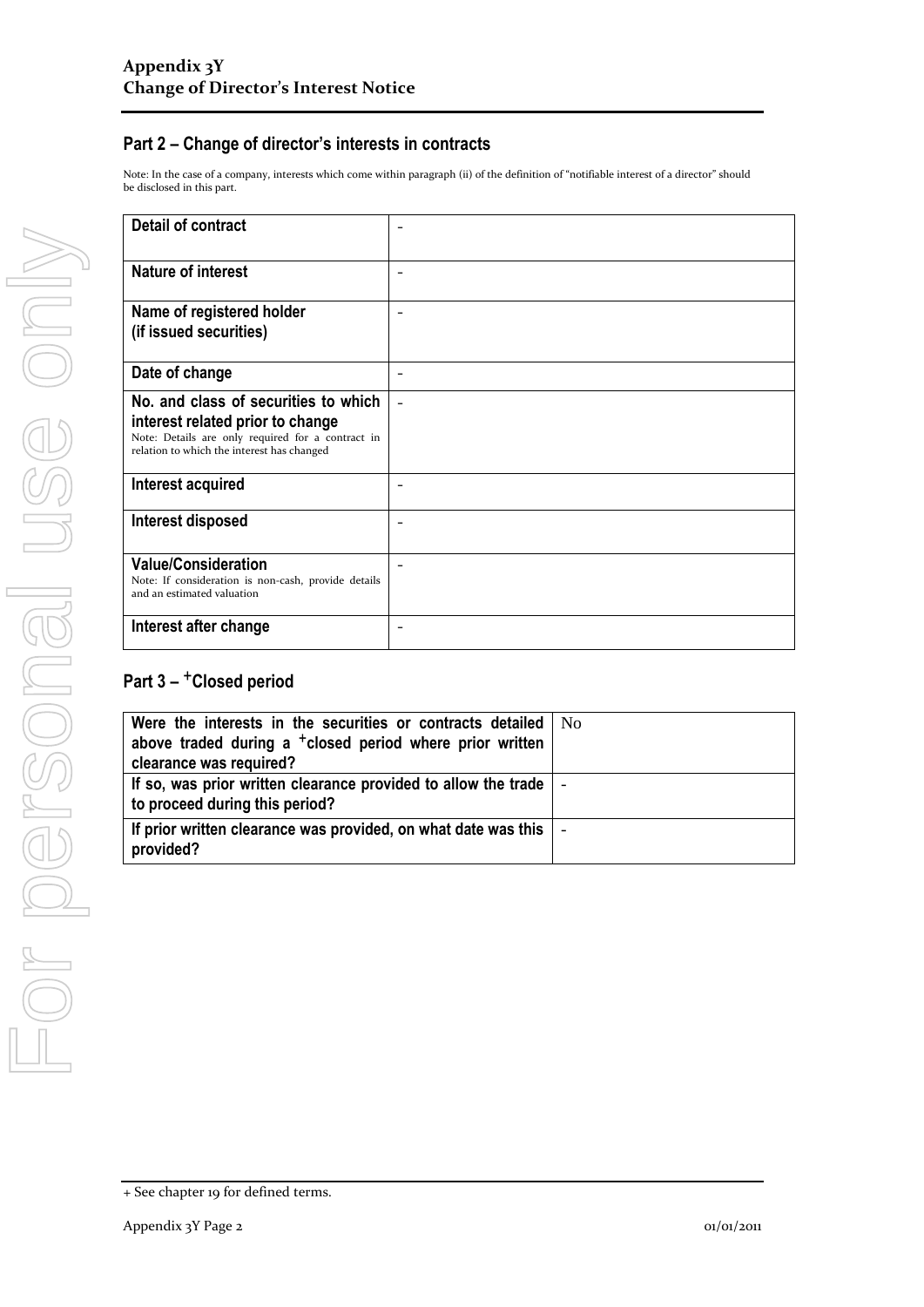## Part 2 – Change of director's interests in contracts

Note: In the case of a company, interests which come within paragraph (ii) of the definition of "notifiable interest of a director" should be disclosed in this part.

| | |
|---|---|
| **Detail of contract** | - |
| **Nature of interest** | - |
| **Name of registered holder (if issued securities)** | - |
| **Date of change** | - |
| **No. and class of securities to which interest related prior to change** Note: Details are only required for a contract in relation to which the interest has changed | - |
| **Interest acquired** | - |
| **Interest disposed** | - |
| **Value/Consideration** Note: If consideration is non-cash, provide details and an estimated valuation | - |
| **Interest after change** | - |

## Part 3 – +Closed period

| | |
|---|---|
| **Were the interests in the securities or contracts detailed above traded during a +closed period where prior written clearance was required?** | No |
| **If so, was prior written clearance provided to allow the trade to proceed during this period?** | - |
| **If prior written clearance was provided, on what date was this provided?** | - |

+ See chapter 19 for defined terms.